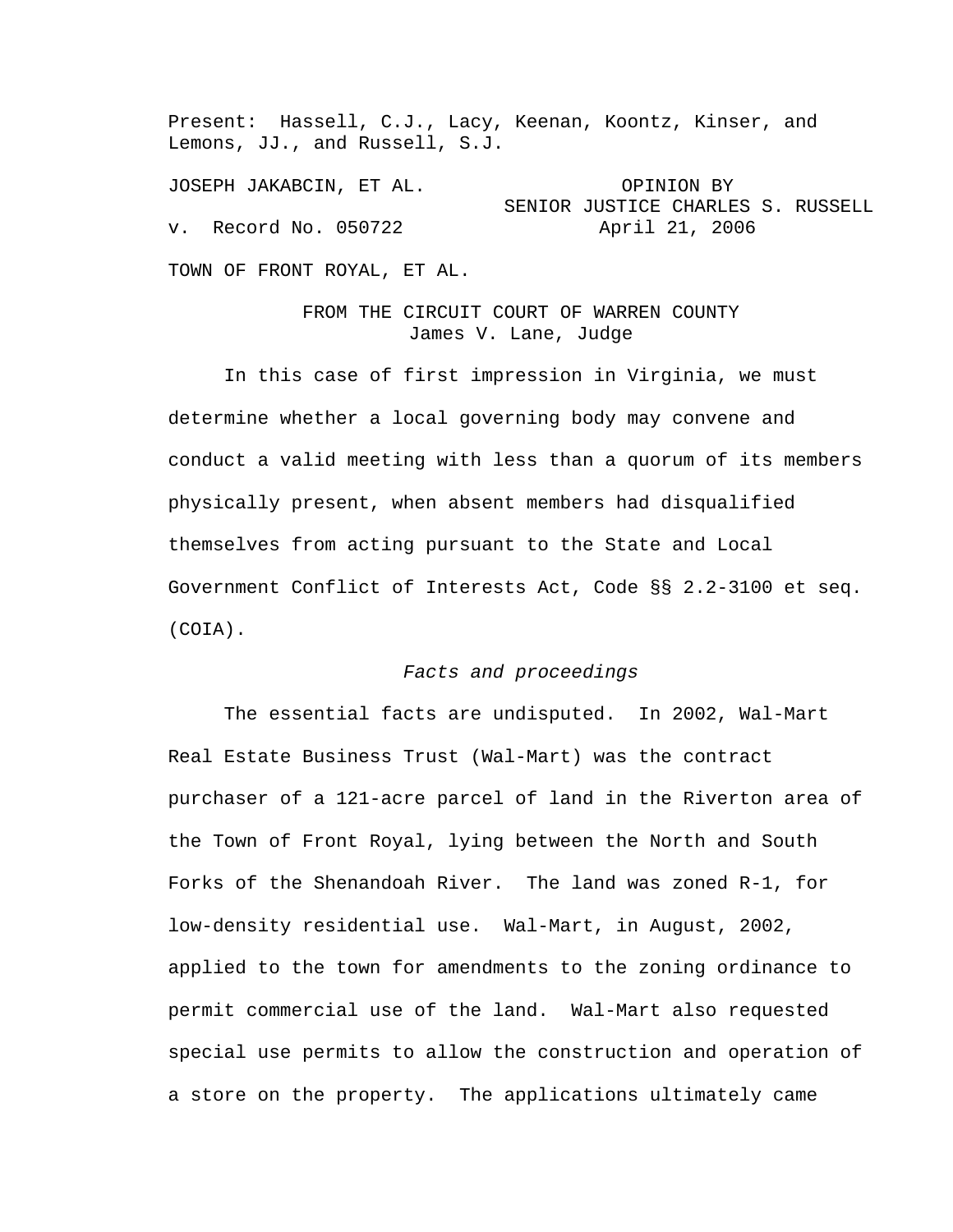Present: Hassell, C.J., Lacy, Keenan, Koontz, Kinser, and Lemons, JJ., and Russell, S.J.

JOSEPH JAKABCIN, ET AL.

OPINION BY SENIOR JUSTICE CHARLES S. RUSSELL

v. Record No. 050722

April 21, 2006

TOWN OF FRONT ROYAL, ET AL.

FROM THE CIRCUIT COURT OF WARREN COUNTY
James V. Lane, Judge

In this case of first impression in Virginia, we must determine whether a local governing body may convene and conduct a valid meeting with less than a quorum of its members physically present, when absent members had disqualified themselves from acting pursuant to the State and Local Government Conflict of Interests Act, Code §§ 2.2-3100 et seq. (COIA).

*Facts and proceedings*

The essential facts are undisputed. In 2002, Wal-Mart Real Estate Business Trust (Wal-Mart) was the contract purchaser of a 121-acre parcel of land in the Riverton area of the Town of Front Royal, lying between the North and South Forks of the Shenandoah River. The land was zoned R-1, for low-density residential use. Wal-Mart, in August, 2002, applied to the town for amendments to the zoning ordinance to permit commercial use of the land. Wal-Mart also requested special use permits to allow the construction and operation of a store on the property. The applications ultimately came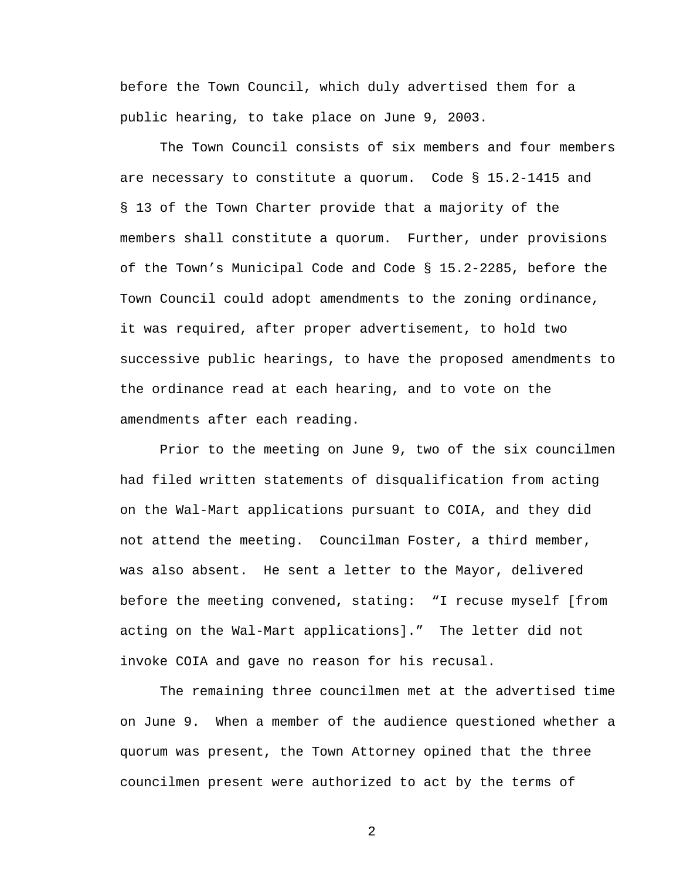before the Town Council, which duly advertised them for a public hearing, to take place on June 9, 2003.

The Town Council consists of six members and four members are necessary to constitute a quorum. Code § 15.2-1415 and § 13 of the Town Charter provide that a majority of the members shall constitute a quorum. Further, under provisions of the Town's Municipal Code and Code § 15.2-2285, before the Town Council could adopt amendments to the zoning ordinance, it was required, after proper advertisement, to hold two successive public hearings, to have the proposed amendments to the ordinance read at each hearing, and to vote on the amendments after each reading.

Prior to the meeting on June 9, two of the six councilmen had filed written statements of disqualification from acting on the Wal-Mart applications pursuant to COIA, and they did not attend the meeting. Councilman Foster, a third member, was also absent. He sent a letter to the Mayor, delivered before the meeting convened, stating: "I recuse myself [from acting on the Wal-Mart applications]." The letter did not invoke COIA and gave no reason for his recusal.

The remaining three councilmen met at the advertised time on June 9. When a member of the audience questioned whether a quorum was present, the Town Attorney opined that the three councilmen present were authorized to act by the terms of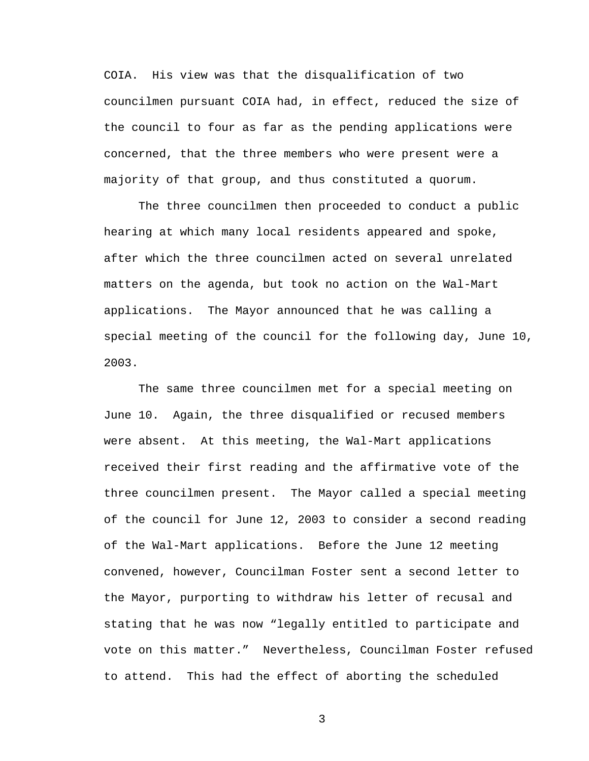COIA. His view was that the disqualification of two councilmen pursuant COIA had, in effect, reduced the size of the council to four as far as the pending applications were concerned, that the three members who were present were a majority of that group, and thus constituted a quorum.

The three councilmen then proceeded to conduct a public hearing at which many local residents appeared and spoke, after which the three councilmen acted on several unrelated matters on the agenda, but took no action on the Wal-Mart applications. The Mayor announced that he was calling a special meeting of the council for the following day, June 10, 2003.

The same three councilmen met for a special meeting on June 10. Again, the three disqualified or recused members were absent. At this meeting, the Wal-Mart applications received their first reading and the affirmative vote of the three councilmen present. The Mayor called a special meeting of the council for June 12, 2003 to consider a second reading of the Wal-Mart applications. Before the June 12 meeting convened, however, Councilman Foster sent a second letter to the Mayor, purporting to withdraw his letter of recusal and stating that he was now "legally entitled to participate and vote on this matter." Nevertheless, Councilman Foster refused to attend. This had the effect of aborting the scheduled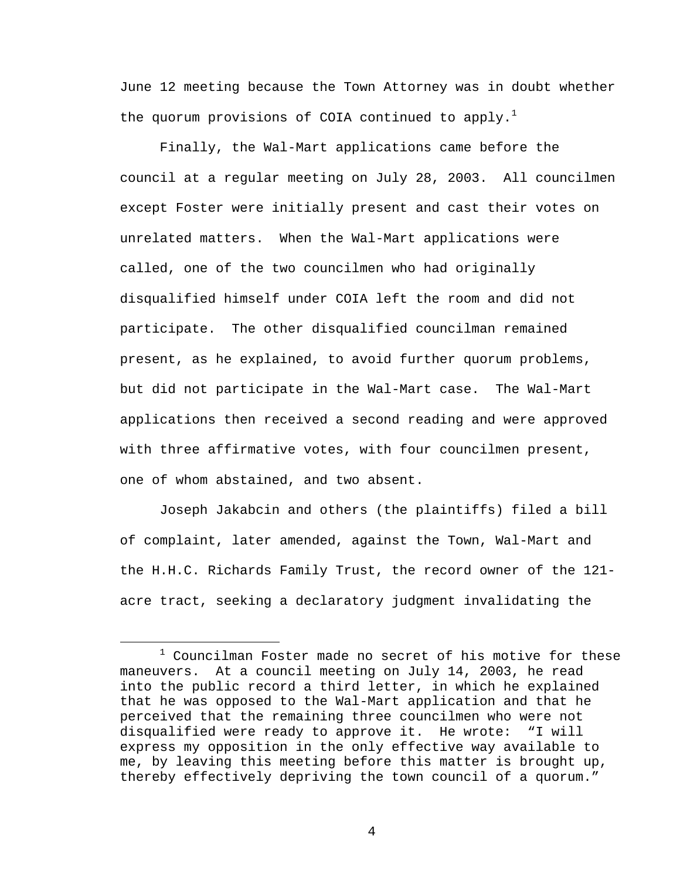June 12 meeting because the Town Attorney was in doubt whether the quorum provisions of COIA continued to apply.[1]

Finally, the Wal-Mart applications came before the council at a regular meeting on July 28, 2003. All councilmen except Foster were initially present and cast their votes on unrelated matters. When the Wal-Mart applications were called, one of the two councilmen who had originally disqualified himself under COIA left the room and did not participate. The other disqualified councilman remained present, as he explained, to avoid further quorum problems, but did not participate in the Wal-Mart case. The Wal-Mart applications then received a second reading and were approved with three affirmative votes, with four councilmen present, one of whom abstained, and two absent.

Joseph Jakabcin and others (the plaintiffs) filed a bill of complaint, later amended, against the Town, Wal-Mart and the H.H.C. Richards Family Trust, the record owner of the 121-acre tract, seeking a declaratory judgment invalidating the

---

[1] Councilman Foster made no secret of his motive for these maneuvers. At a council meeting on July 14, 2003, he read into the public record a third letter, in which he explained that he was opposed to the Wal-Mart application and that he perceived that the remaining three councilmen who were not disqualified were ready to approve it. He wrote: "I will express my opposition in the only effective way available to me, by leaving this meeting before this matter is brought up, thereby effectively depriving the town council of a quorum."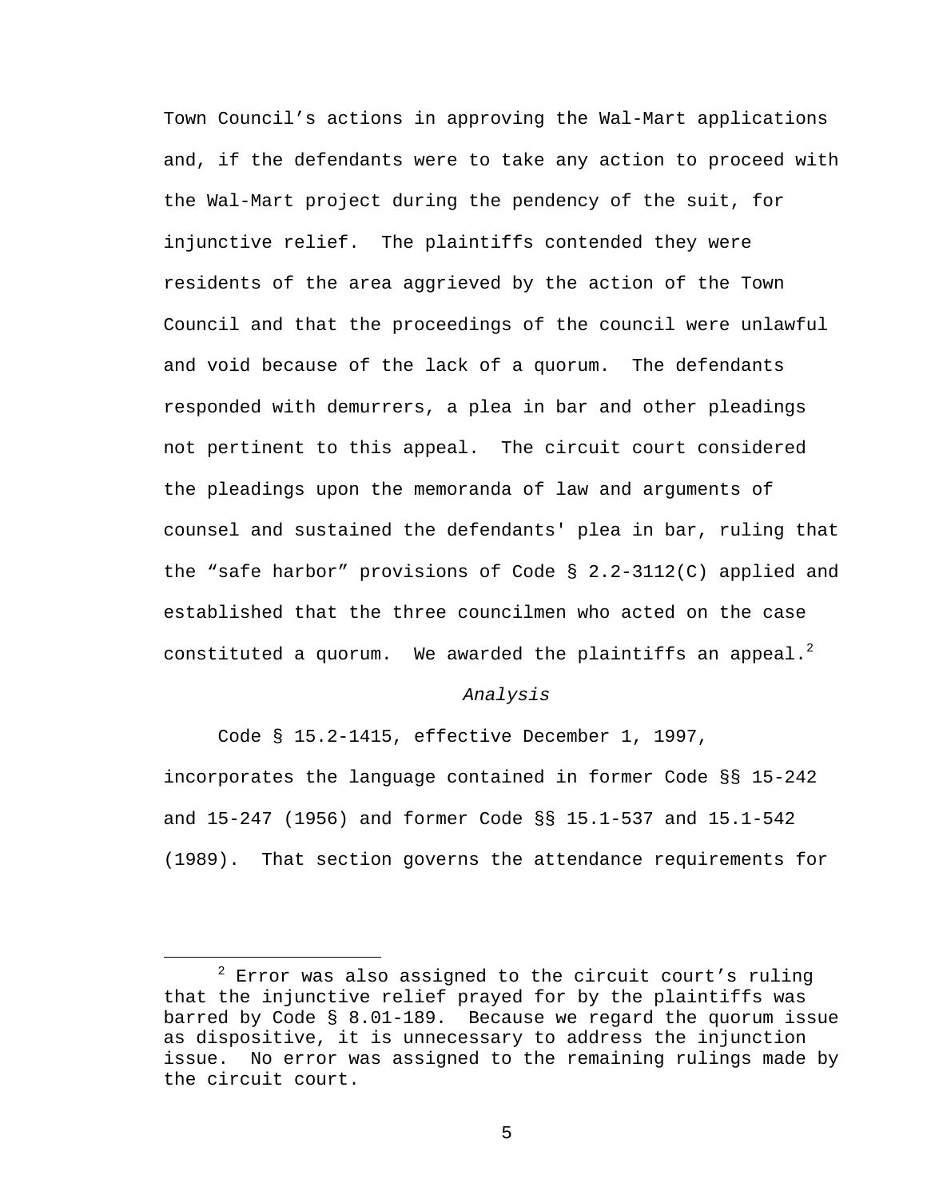Town Council's actions in approving the Wal-Mart applications and, if the defendants were to take any action to proceed with the Wal-Mart project during the pendency of the suit, for injunctive relief. The plaintiffs contended they were residents of the area aggrieved by the action of the Town Council and that the proceedings of the council were unlawful and void because of the lack of a quorum. The defendants responded with demurrers, a plea in bar and other pleadings not pertinent to this appeal. The circuit court considered the pleadings upon the memoranda of law and arguments of counsel and sustained the defendants' plea in bar, ruling that the "safe harbor" provisions of Code § 2.2-3112(C) applied and established that the three councilmen who acted on the case constituted a quorum. We awarded the plaintiffs an appeal.[2]

*Analysis*

Code § 15.2-1415, effective December 1, 1997, incorporates the language contained in former Code §§ 15-242 and 15-247 (1956) and former Code §§ 15.1-537 and 15.1-542 (1989). That section governs the attendance requirements for

---

[2] Error was also assigned to the circuit court's ruling that the injunctive relief prayed for by the plaintiffs was barred by Code § 8.01-189. Because we regard the quorum issue as dispositive, it is unnecessary to address the injunction issue. No error was assigned to the remaining rulings made by the circuit court.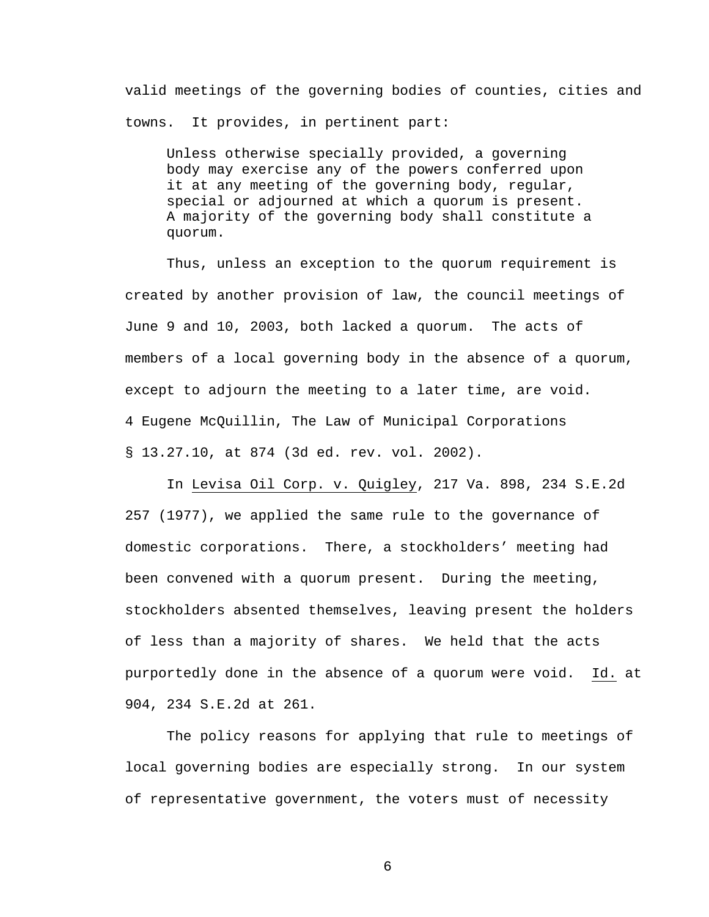valid meetings of the governing bodies of counties, cities and towns. It provides, in pertinent part:

> Unless otherwise specially provided, a governing body may exercise any of the powers conferred upon it at any meeting of the governing body, regular, special or adjourned at which a quorum is present. A majority of the governing body shall constitute a quorum.

Thus, unless an exception to the quorum requirement is created by another provision of law, the council meetings of June 9 and 10, 2003, both lacked a quorum. The acts of members of a local governing body in the absence of a quorum, except to adjourn the meeting to a later time, are void. 4 Eugene McQuillin, The Law of Municipal Corporations § 13.27.10, at 874 (3d ed. rev. vol. 2002).

In Levisa Oil Corp. v. Quigley, 217 Va. 898, 234 S.E.2d 257 (1977), we applied the same rule to the governance of domestic corporations. There, a stockholders' meeting had been convened with a quorum present. During the meeting, stockholders absented themselves, leaving present the holders of less than a majority of shares. We held that the acts purportedly done in the absence of a quorum were void. Id. at 904, 234 S.E.2d at 261.

The policy reasons for applying that rule to meetings of local governing bodies are especially strong. In our system of representative government, the voters must of necessity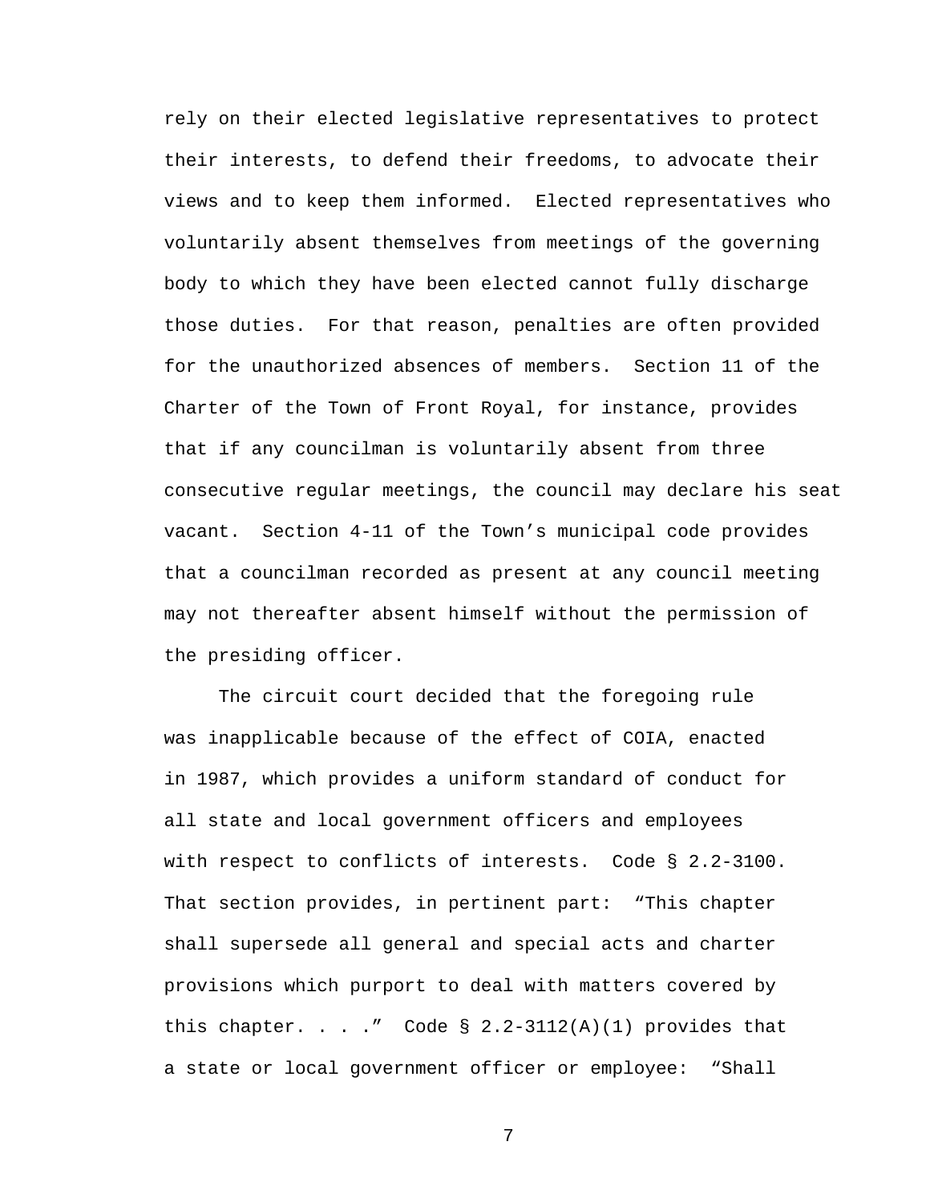rely on their elected legislative representatives to protect their interests, to defend their freedoms, to advocate their views and to keep them informed. Elected representatives who voluntarily absent themselves from meetings of the governing body to which they have been elected cannot fully discharge those duties. For that reason, penalties are often provided for the unauthorized absences of members. Section 11 of the Charter of the Town of Front Royal, for instance, provides that if any councilman is voluntarily absent from three consecutive regular meetings, the council may declare his seat vacant. Section 4-11 of the Town's municipal code provides that a councilman recorded as present at any council meeting may not thereafter absent himself without the permission of the presiding officer.

The circuit court decided that the foregoing rule was inapplicable because of the effect of COIA, enacted in 1987, which provides a uniform standard of conduct for all state and local government officers and employees with respect to conflicts of interests. Code § 2.2-3100. That section provides, in pertinent part: "This chapter shall supersede all general and special acts and charter provisions which purport to deal with matters covered by this chapter. . . ." Code § 2.2-3112(A)(1) provides that a state or local government officer or employee: "Shall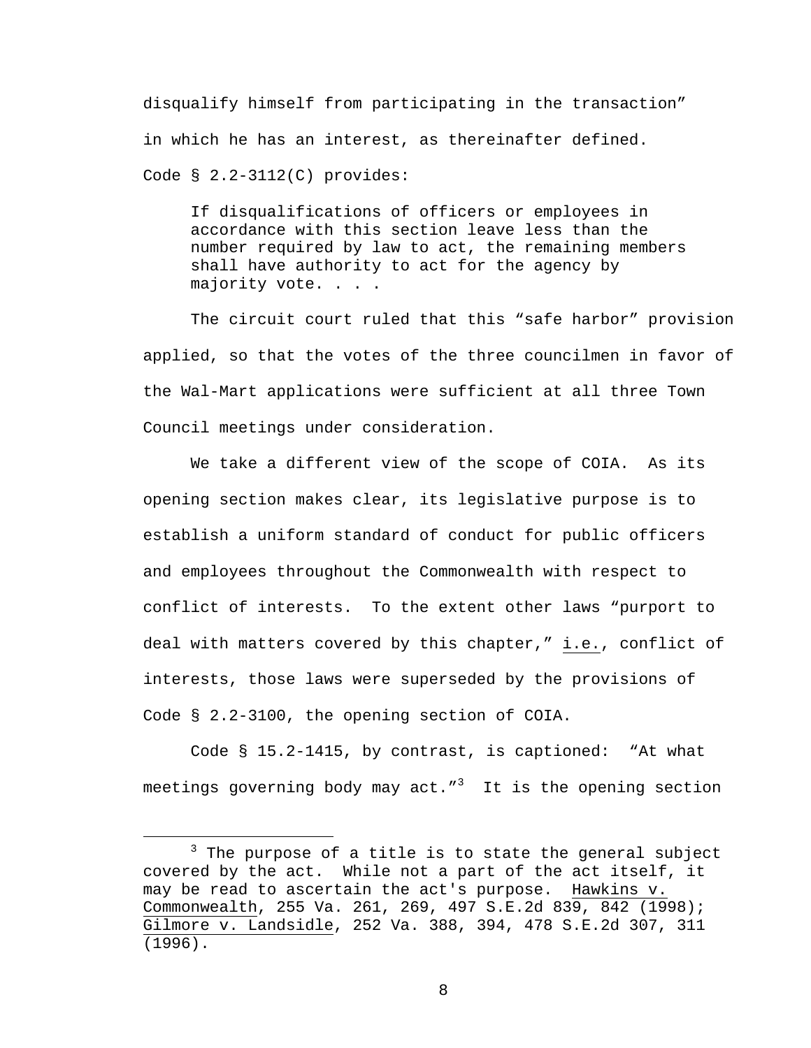disqualify himself from participating in the transaction" in which he has an interest, as thereinafter defined. Code § 2.2-3112(C) provides:

> If disqualifications of officers or employees in accordance with this section leave less than the number required by law to act, the remaining members shall have authority to act for the agency by majority vote. . . .

The circuit court ruled that this "safe harbor" provision applied, so that the votes of the three councilmen in favor of the Wal-Mart applications were sufficient at all three Town Council meetings under consideration.

We take a different view of the scope of COIA. As its opening section makes clear, its legislative purpose is to establish a uniform standard of conduct for public officers and employees throughout the Commonwealth with respect to conflict of interests. To the extent other laws "purport to deal with matters covered by this chapter," i.e., conflict of interests, those laws were superseded by the provisions of Code § 2.2-3100, the opening section of COIA.

Code § 15.2-1415, by contrast, is captioned: "At what meetings governing body may act."[3] It is the opening section

---

[3] The purpose of a title is to state the general subject covered by the act. While not a part of the act itself, it may be read to ascertain the act's purpose. Hawkins v. Commonwealth, 255 Va. 261, 269, 497 S.E.2d 839, 842 (1998); Gilmore v. Landsidle, 252 Va. 388, 394, 478 S.E.2d 307, 311 (1996).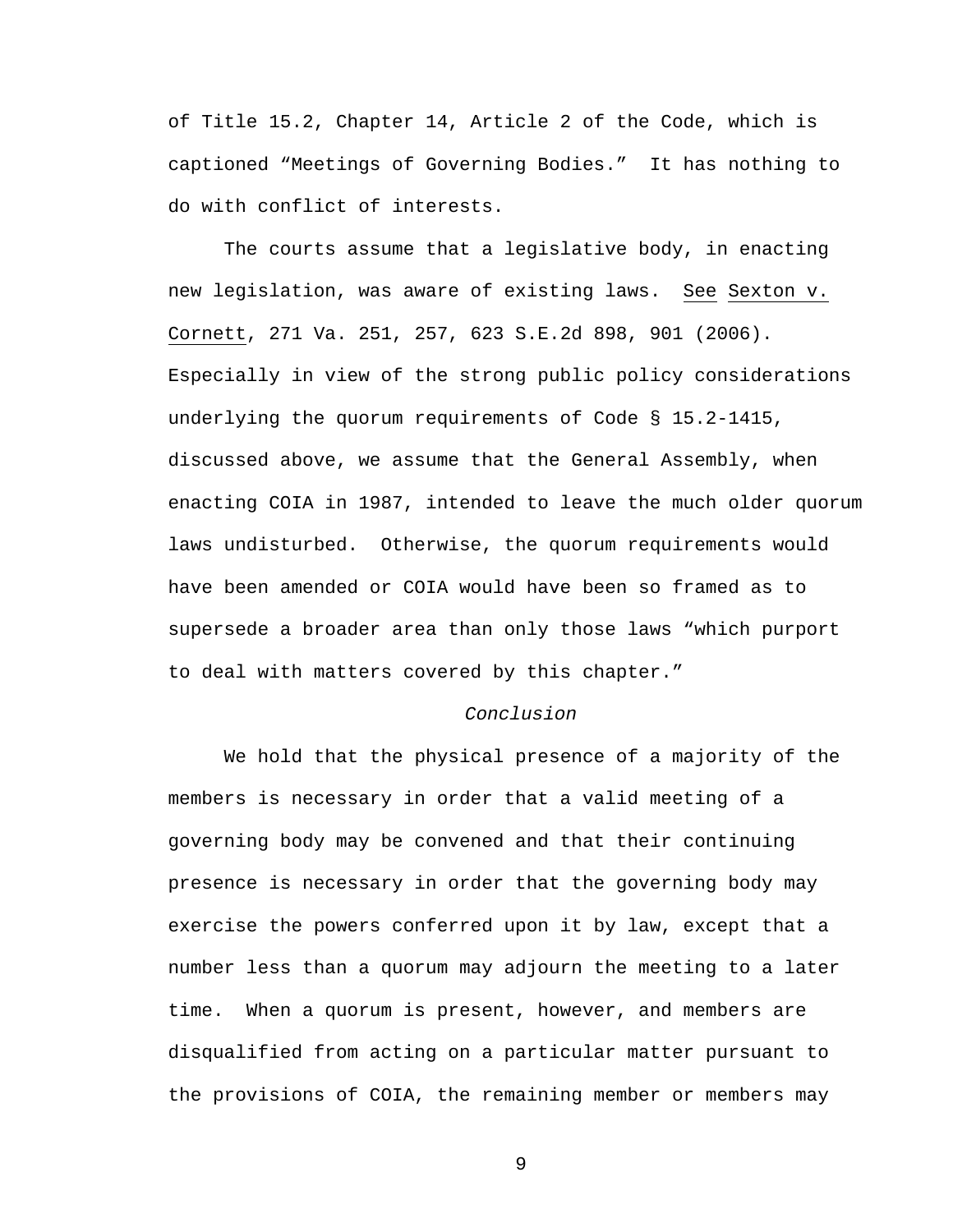of Title 15.2, Chapter 14, Article 2 of the Code, which is captioned "Meetings of Governing Bodies." It has nothing to do with conflict of interests.

The courts assume that a legislative body, in enacting new legislation, was aware of existing laws. See Sexton v. Cornett, 271 Va. 251, 257, 623 S.E.2d 898, 901 (2006). Especially in view of the strong public policy considerations underlying the quorum requirements of Code § 15.2-1415, discussed above, we assume that the General Assembly, when enacting COIA in 1987, intended to leave the much older quorum laws undisturbed. Otherwise, the quorum requirements would have been amended or COIA would have been so framed as to supersede a broader area than only those laws "which purport to deal with matters covered by this chapter."

*Conclusion*

We hold that the physical presence of a majority of the members is necessary in order that a valid meeting of a governing body may be convened and that their continuing presence is necessary in order that the governing body may exercise the powers conferred upon it by law, except that a number less than a quorum may adjourn the meeting to a later time. When a quorum is present, however, and members are disqualified from acting on a particular matter pursuant to the provisions of COIA, the remaining member or members may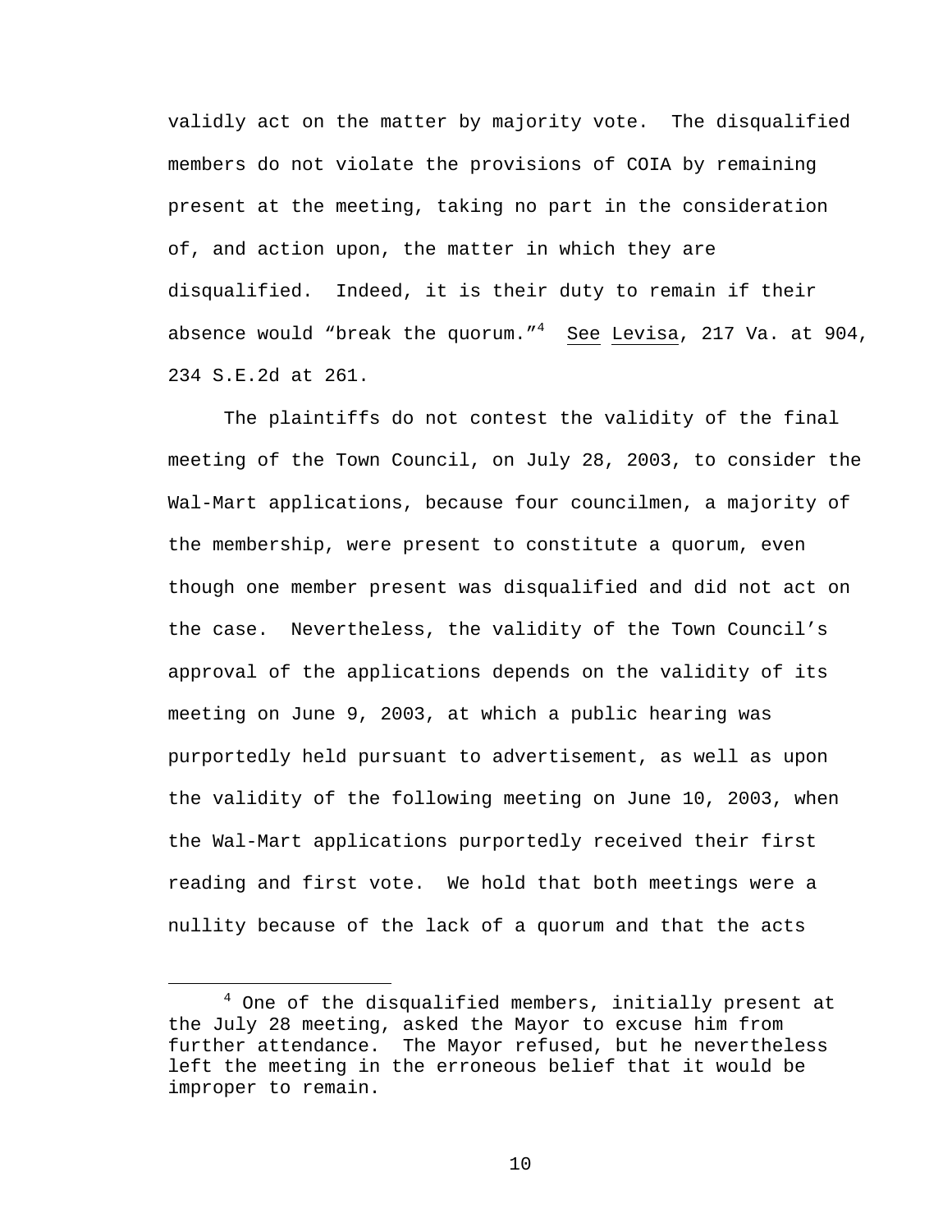validly act on the matter by majority vote. The disqualified members do not violate the provisions of COIA by remaining present at the meeting, taking no part in the consideration of, and action upon, the matter in which they are disqualified. Indeed, it is their duty to remain if their absence would "break the quorum."[4] See Levisa, 217 Va. at 904, 234 S.E.2d at 261.

The plaintiffs do not contest the validity of the final meeting of the Town Council, on July 28, 2003, to consider the Wal-Mart applications, because four councilmen, a majority of the membership, were present to constitute a quorum, even though one member present was disqualified and did not act on the case. Nevertheless, the validity of the Town Council's approval of the applications depends on the validity of its meeting on June 9, 2003, at which a public hearing was purportedly held pursuant to advertisement, as well as upon the validity of the following meeting on June 10, 2003, when the Wal-Mart applications purportedly received their first reading and first vote. We hold that both meetings were a nullity because of the lack of a quorum and that the acts

[4] One of the disqualified members, initially present at the July 28 meeting, asked the Mayor to excuse him from further attendance. The Mayor refused, but he nevertheless left the meeting in the erroneous belief that it would be improper to remain.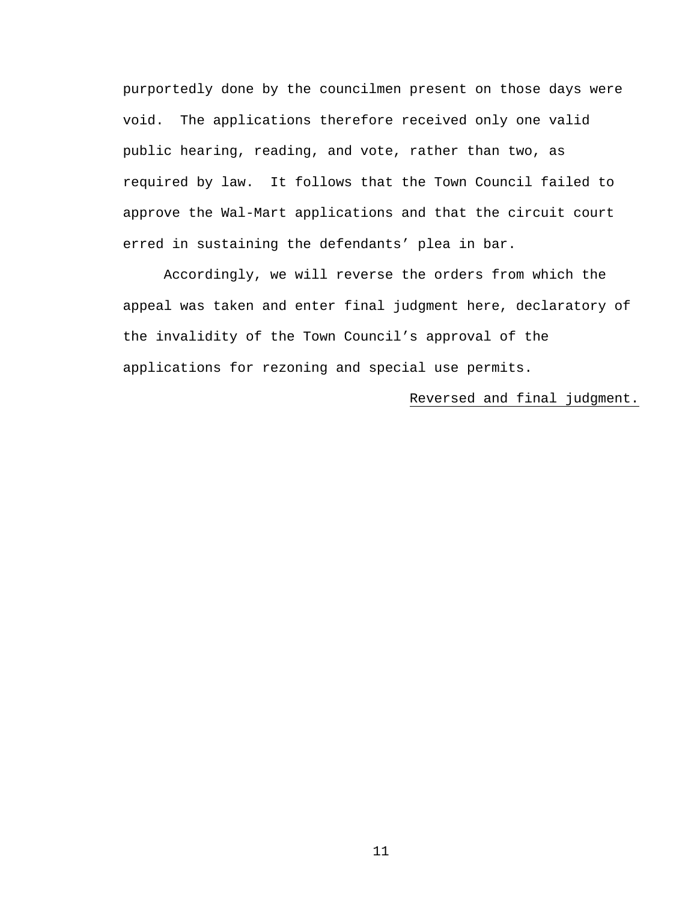purportedly done by the councilmen present on those days were void. The applications therefore received only one valid public hearing, reading, and vote, rather than two, as required by law. It follows that the Town Council failed to approve the Wal-Mart applications and that the circuit court erred in sustaining the defendants' plea in bar.

Accordingly, we will reverse the orders from which the appeal was taken and enter final judgment here, declaratory of the invalidity of the Town Council's approval of the applications for rezoning and special use permits.

<u>Reversed and final judgment.</u>